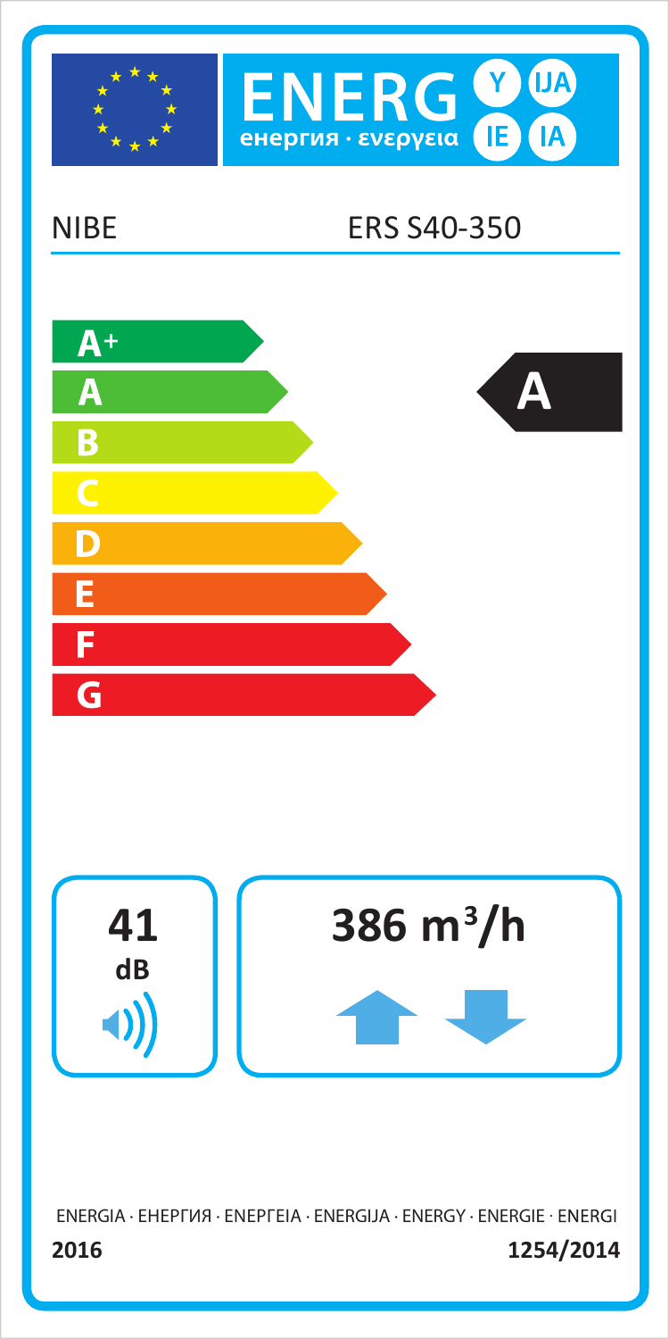ENERG Y IJA IE IA

енергия · ενεργεια

NIBE ERS S40-350

A+
A
B
C
D
E
F
G

**A**

**41** dB

**386 m³/h**

ENERGIA · ЕНЕРГИЯ · ΕΝΕΡΓΕΙΑ · ENERGIJA · ENERGY · ENERGIE · ENERGI

**2016** **1254/2014**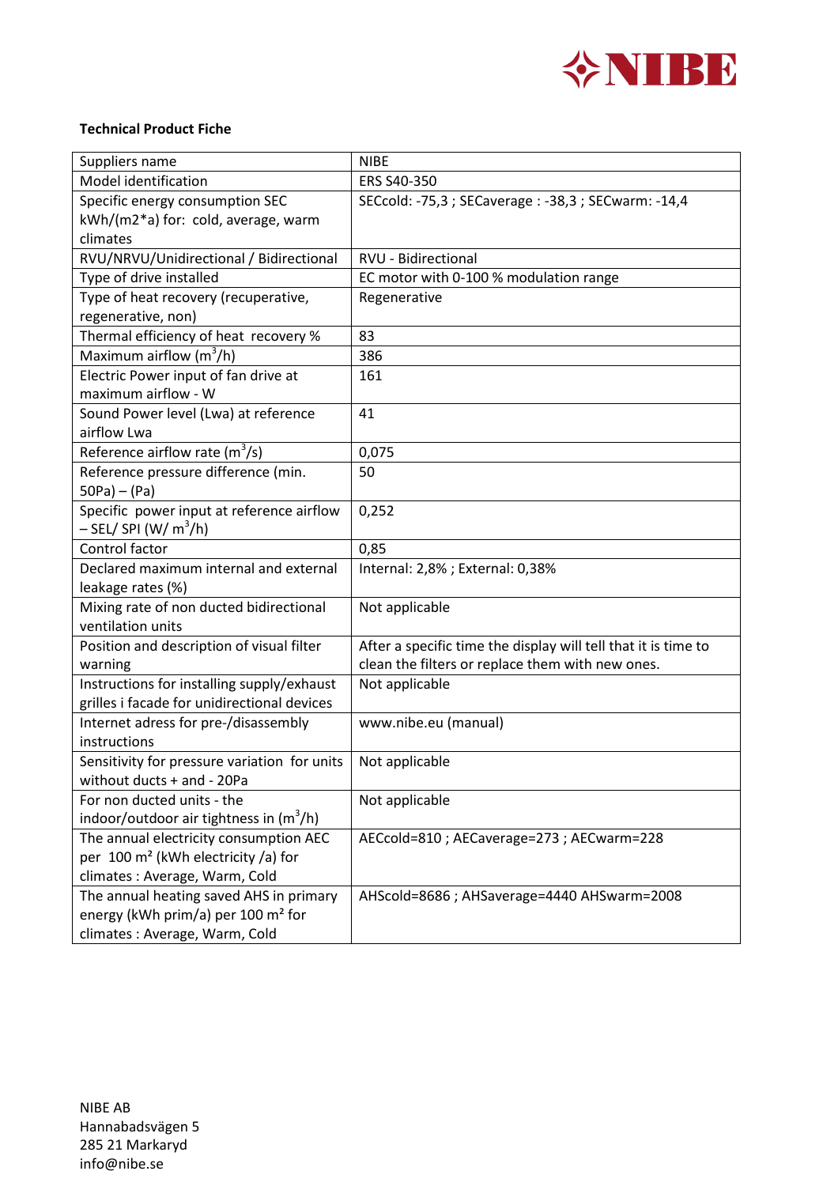**Technical Product Fiche**

| | |
|---|---|
| Suppliers name | NIBE |
| Model identification | ERS S40-350 |
| Specific energy consumption SEC kWh/(m2*a) for: cold, average, warm climates | SECcold: -75,3 ; SECaverage : -38,3 ; SECwarm: -14,4 |
| RVU/NRVU/Unidirectional / Bidirectional | RVU - Bidirectional |
| Type of drive installed | EC motor with 0-100 % modulation range |
| Type of heat recovery (recuperative, regenerative, non) | Regenerative |
| Thermal efficiency of heat recovery % | 83 |
| Maximum airflow ($m^3$/h) | 386 |
| Electric Power input of fan drive at maximum airflow - W | 161 |
| Sound Power level (Lwa) at reference airflow Lwa | 41 |
| Reference airflow rate ($m^3$/s) | 0,075 |
| Reference pressure difference (min. 50Pa) – (Pa) | 50 |
| Specific power input at reference airflow – SEL/ SPI (W/ $m^3$/h) | 0,252 |
| Control factor | 0,85 |
| Declared maximum internal and external leakage rates (%) | Internal: 2,8% ; External: 0,38% |
| Mixing rate of non ducted bidirectional ventilation units | Not applicable |
| Position and description of visual filter warning | After a specific time the display will tell that it is time to clean the filters or replace them with new ones. |
| Instructions for installing supply/exhaust grilles i facade for unidirectional devices | Not applicable |
| Internet adress for pre-/disassembly instructions | www.nibe.eu (manual) |
| Sensitivity for pressure variation for units without ducts + and - 20Pa | Not applicable |
| For non ducted units - the indoor/outdoor air tightness in ($m^3$/h) | Not applicable |
| The annual electricity consumption AEC per 100 m² (kWh electricity /a) for climates : Average, Warm, Cold | AECcold=810 ; AECaverage=273 ; AECwarm=228 |
| The annual heating saved AHS in primary energy (kWh prim/a) per 100 m² for climates : Average, Warm, Cold | AHScold=8686 ; AHSaverage=4440 AHSwarm=2008 |

NIBE AB
Hannabadsvägen 5
285 21 Markaryd
info@nibe.se